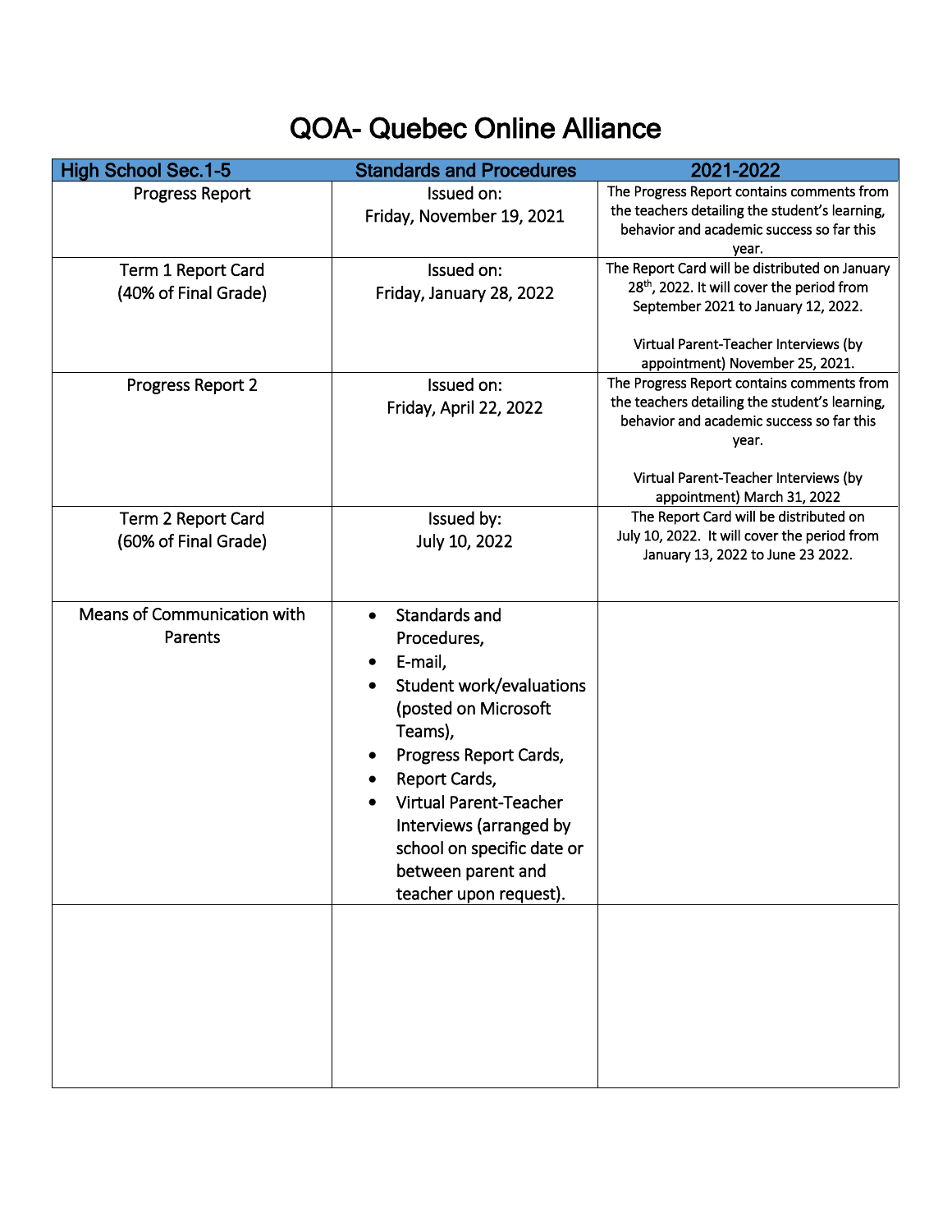# QOA- Quebec Online Alliance

| High School Sec.1-5 | Standards and Procedures | 2021-2022 |
|---|---|---|
| Progress Report | Issued on:<br>Friday, November 19, 2021 | The Progress Report contains comments from the teachers detailing the student's learning, behavior and academic success so far this year. |
| Term 1 Report Card<br>(40% of Final Grade) | Issued on:<br>Friday, January 28, 2022 | The Report Card will be distributed on January 28th, 2022. It will cover the period from September 2021 to January 12, 2022.<br><br>Virtual Parent-Teacher Interviews (by appointment) November 25, 2021. |
| Progress Report 2 | Issued on:<br>Friday, April 22, 2022 | The Progress Report contains comments from the teachers detailing the student's learning, behavior and academic success so far this year.<br><br>Virtual Parent-Teacher Interviews (by appointment) March 31, 2022 |
| Term 2 Report Card<br>(60% of Final Grade) | Issued by:<br>July 10, 2022 | The Report Card will be distributed on July 10, 2022. It will cover the period from January 13, 2022 to June 23 2022. |
| Means of Communication with Parents | • Standards and Procedures,<br>• E-mail,<br>• Student work/evaluations (posted on Microsoft Teams),<br>• Progress Report Cards,<br>• Report Cards,<br>• Virtual Parent-Teacher Interviews (arranged by school on specific date or between parent and teacher upon request). | |
| | | |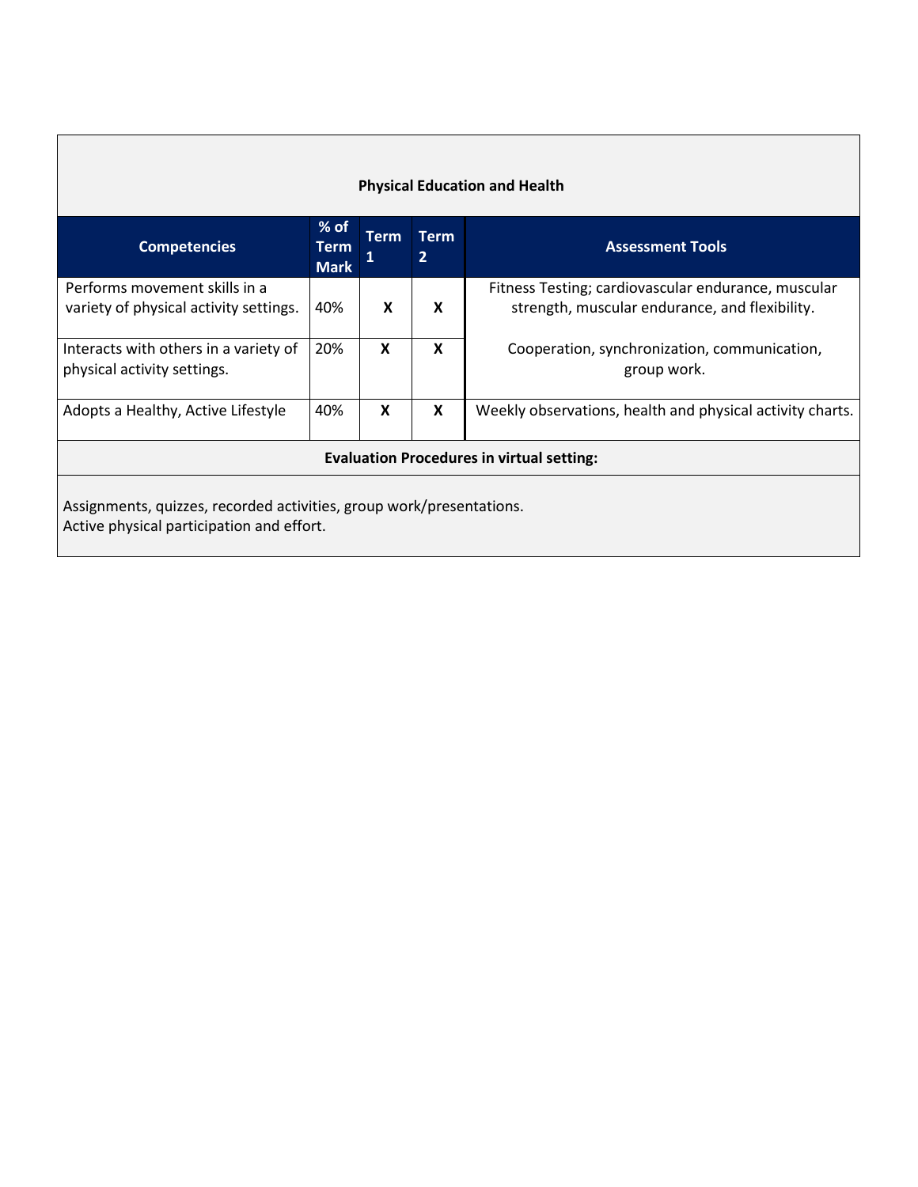**Physical Education and Health**

| Competencies | % of Term Mark | Term 1 | Term 2 | Assessment Tools |
|---|---|---|---|---|
| Performs movement skills in a variety of physical activity settings. | 40% | X | X | Fitness Testing; cardiovascular endurance, muscular strength, muscular endurance, and flexibility. |
| Interacts with others in a variety of physical activity settings. | 20% | X | X | Cooperation, synchronization, communication, group work. |
| Adopts a Healthy, Active Lifestyle | 40% | X | X | Weekly observations, health and physical activity charts. |

**Evaluation Procedures in virtual setting:**

Assignments, quizzes, recorded activities, group work/presentations.
Active physical participation and effort.